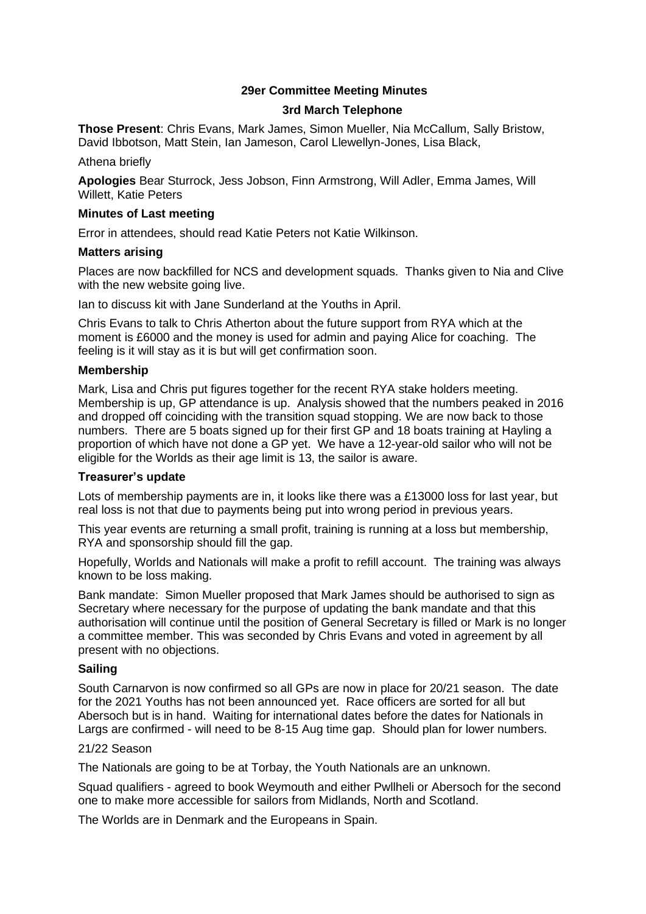# 29er Committee Meeting Minutes

## 3rd March Telephone

**Those Present**: Chris Evans, Mark James, Simon Mueller, Nia McCallum, Sally Bristow, David Ibbotson, Matt Stein, Ian Jameson, Carol Llewellyn-Jones, Lisa Black,

Athena briefly

**Apologies** Bear Sturrock, Jess Jobson, Finn Armstrong, Will Adler, Emma James, Will Willett, Katie Peters

### Minutes of Last meeting

Error in attendees, should read Katie Peters not Katie Wilkinson.

### Matters arising

Places are now backfilled for NCS and development squads. Thanks given to Nia and Clive with the new website going live.

Ian to discuss kit with Jane Sunderland at the Youths in April.

Chris Evans to talk to Chris Atherton about the future support from RYA which at the moment is £6000 and the money is used for admin and paying Alice for coaching. The feeling is it will stay as it is but will get confirmation soon.

### Membership

Mark, Lisa and Chris put figures together for the recent RYA stake holders meeting. Membership is up, GP attendance is up. Analysis showed that the numbers peaked in 2016 and dropped off coinciding with the transition squad stopping. We are now back to those numbers. There are 5 boats signed up for their first GP and 18 boats training at Hayling a proportion of which have not done a GP yet. We have a 12-year-old sailor who will not be eligible for the Worlds as their age limit is 13, the sailor is aware.

### Treasurer's update

Lots of membership payments are in, it looks like there was a £13000 loss for last year, but real loss is not that due to payments being put into wrong period in previous years.

This year events are returning a small profit, training is running at a loss but membership, RYA and sponsorship should fill the gap.

Hopefully, Worlds and Nationals will make a profit to refill account. The training was always known to be loss making.

Bank mandate: Simon Mueller proposed that Mark James should be authorised to sign as Secretary where necessary for the purpose of updating the bank mandate and that this authorisation will continue until the position of General Secretary is filled or Mark is no longer a committee member. This was seconded by Chris Evans and voted in agreement by all present with no objections.

### Sailing

South Carnarvon is now confirmed so all GPs are now in place for 20/21 season. The date for the 2021 Youths has not been announced yet. Race officers are sorted for all but Abersoch but is in hand. Waiting for international dates before the dates for Nationals in Largs are confirmed - will need to be 8-15 Aug time gap. Should plan for lower numbers.

21/22 Season

The Nationals are going to be at Torbay, the Youth Nationals are an unknown.

Squad qualifiers - agreed to book Weymouth and either Pwllheli or Abersoch for the second one to make more accessible for sailors from Midlands, North and Scotland.

The Worlds are in Denmark and the Europeans in Spain.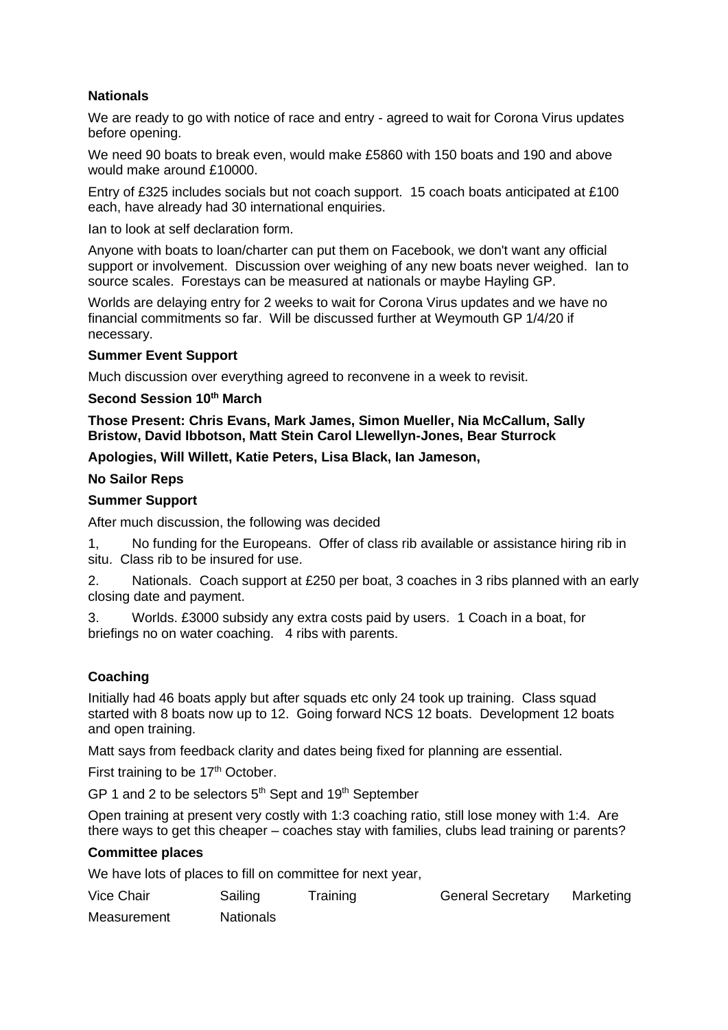**Nationals**

We are ready to go with notice of race and entry - agreed to wait for Corona Virus updates before opening.

We need 90 boats to break even, would make £5860 with 150 boats and 190 and above would make around £10000.

Entry of £325 includes socials but not coach support. 15 coach boats anticipated at £100 each, have already had 30 international enquiries.

Ian to look at self declaration form.

Anyone with boats to loan/charter can put them on Facebook, we don't want any official support or involvement. Discussion over weighing of any new boats never weighed. Ian to source scales. Forestays can be measured at nationals or maybe Hayling GP.

Worlds are delaying entry for 2 weeks to wait for Corona Virus updates and we have no financial commitments so far. Will be discussed further at Weymouth GP 1/4/20 if necessary.

**Summer Event Support**

Much discussion over everything agreed to reconvene in a week to revisit.

**Second Session 10th March**

**Those Present: Chris Evans, Mark James, Simon Mueller, Nia McCallum, Sally Bristow, David Ibbotson, Matt Stein Carol Llewellyn-Jones, Bear Sturrock**

**Apologies, Will Willett, Katie Peters, Lisa Black, Ian Jameson,**

**No Sailor Reps**

**Summer Support**

After much discussion, the following was decided

1, No funding for the Europeans. Offer of class rib available or assistance hiring rib in situ. Class rib to be insured for use.

2. Nationals. Coach support at £250 per boat, 3 coaches in 3 ribs planned with an early closing date and payment.

3. Worlds. £3000 subsidy any extra costs paid by users. 1 Coach in a boat, for briefings no on water coaching. 4 ribs with parents.

**Coaching**

Initially had 46 boats apply but after squads etc only 24 took up training. Class squad started with 8 boats now up to 12. Going forward NCS 12 boats. Development 12 boats and open training.

Matt says from feedback clarity and dates being fixed for planning are essential.

First training to be 17th October.

GP 1 and 2 to be selectors 5th Sept and 19th September

Open training at present very costly with 1:3 coaching ratio, still lose money with 1:4. Are there ways to get this cheaper – coaches stay with families, clubs lead training or parents?

**Committee places**

We have lots of places to fill on committee for next year,

Vice Chair    Sailing    Training    General Secretary    Marketing

Measurement    Nationals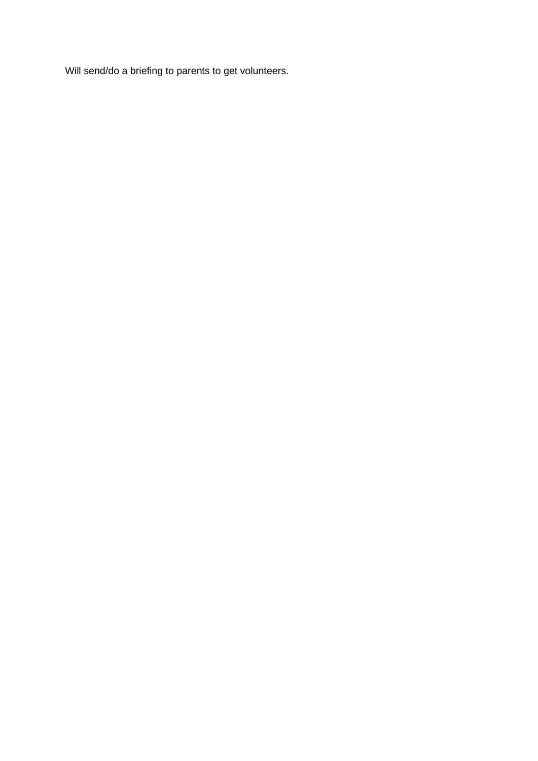Will send/do a briefing to parents to get volunteers.